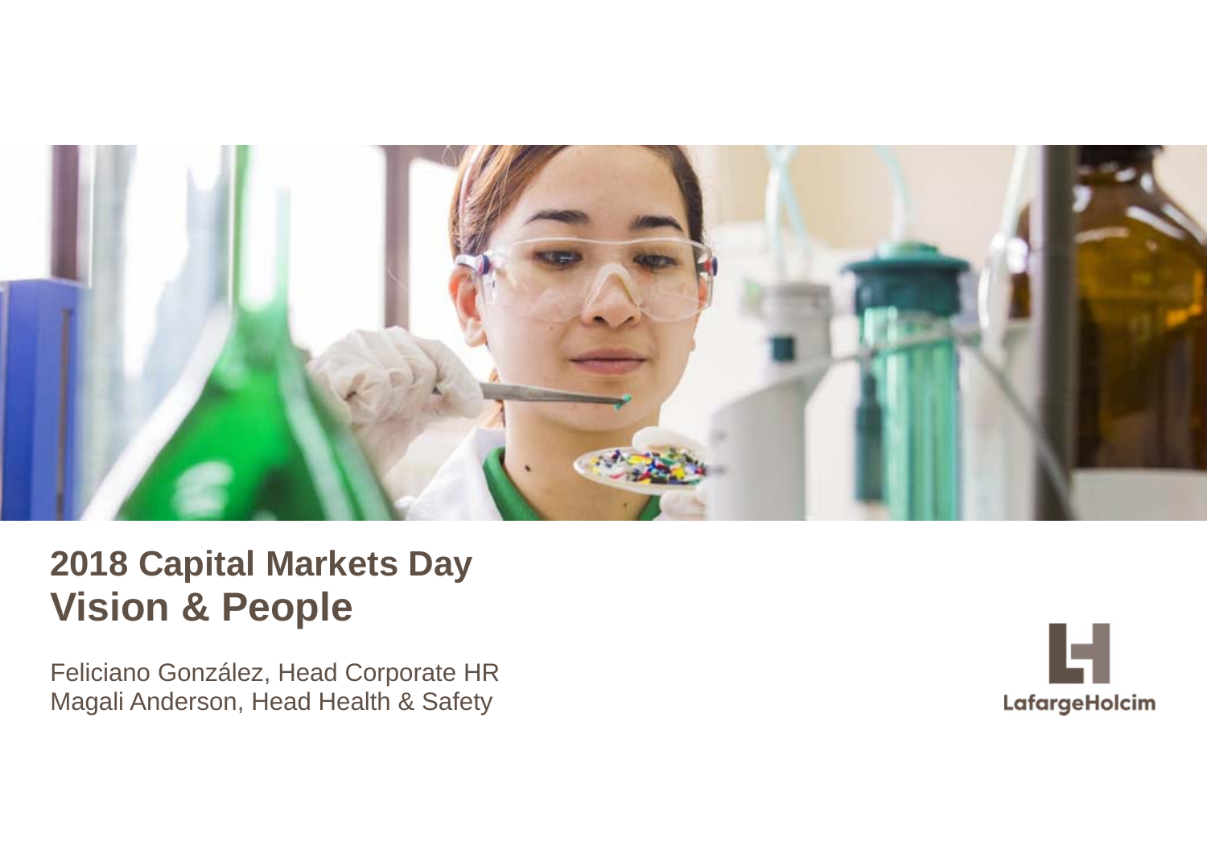# 2018 Capital Markets Day
# Vision & People

Feliciano González, Head Corporate HR
Magali Anderson, Head Health & Safety

LafargeHolcim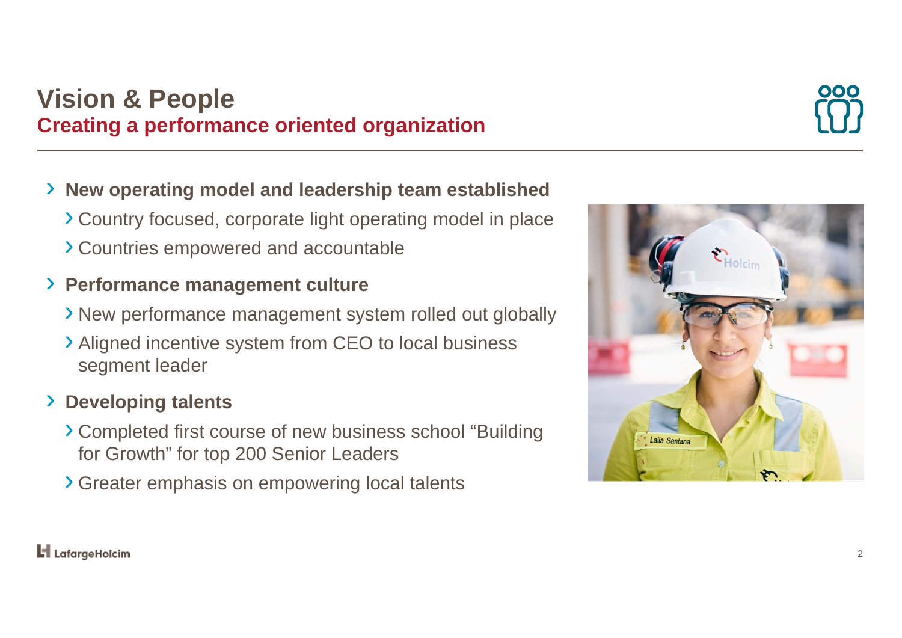# Vision & People

## Creating a performance oriented organization

- **New operating model and leadership team established**
  - Country focused, corporate light operating model in place
  - Countries empowered and accountable
- **Performance management culture**
  - New performance management system rolled out globally
  - Aligned incentive system from CEO to local business segment leader
- **Developing talents**
  - Completed first course of new business school “Building for Growth” for top 200 Senior Leaders
  - Greater emphasis on empowering local talents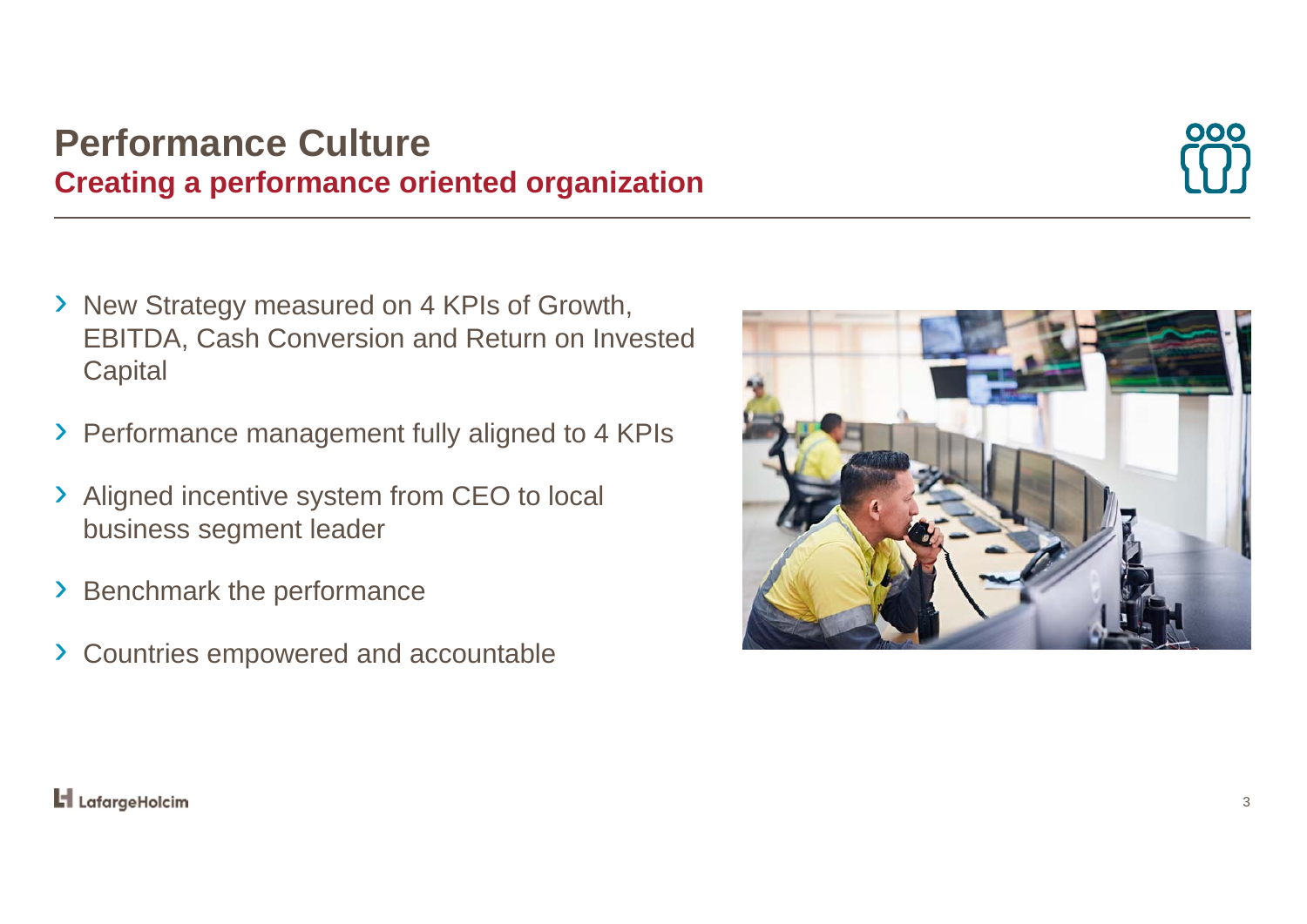# Performance Culture

## Creating a performance oriented organization

- New Strategy measured on 4 KPIs of Growth, EBITDA, Cash Conversion and Return on Invested Capital
- Performance management fully aligned to 4 KPIs
- Aligned incentive system from CEO to local business segment leader
- Benchmark the performance
- Countries empowered and accountable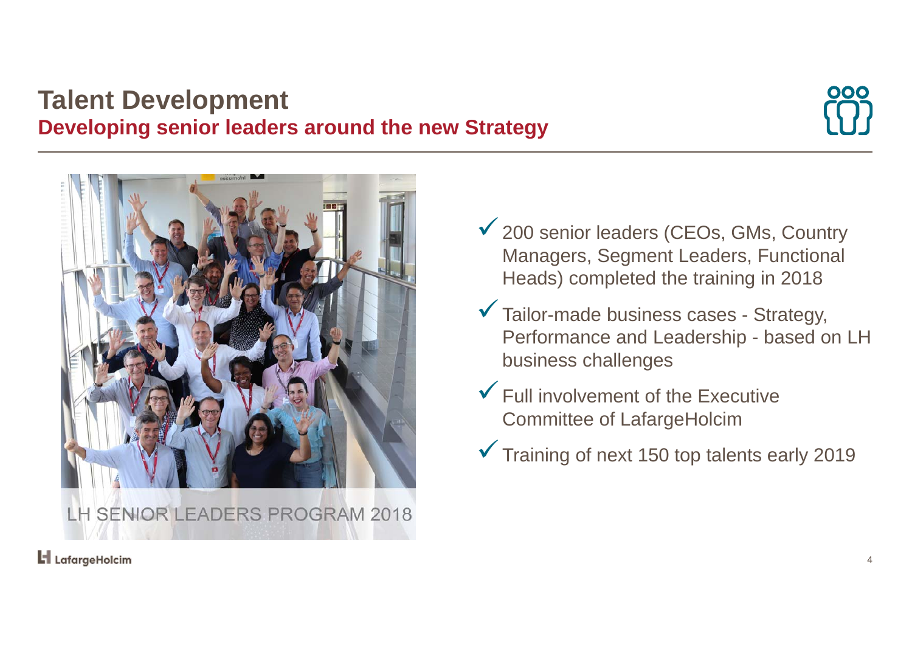# Talent Development

## Developing senior leaders around the new Strategy

LH SENIOR LEADERS PROGRAM 2018

- ✓ 200 senior leaders (CEOs, GMs, Country Managers, Segment Leaders, Functional Heads) completed the training in 2018
- ✓ Tailor-made business cases - Strategy, Performance and Leadership - based on LH business challenges
- ✓ Full involvement of the Executive Committee of LafargeHolcim
- ✓ Training of next 150 top talents early 2019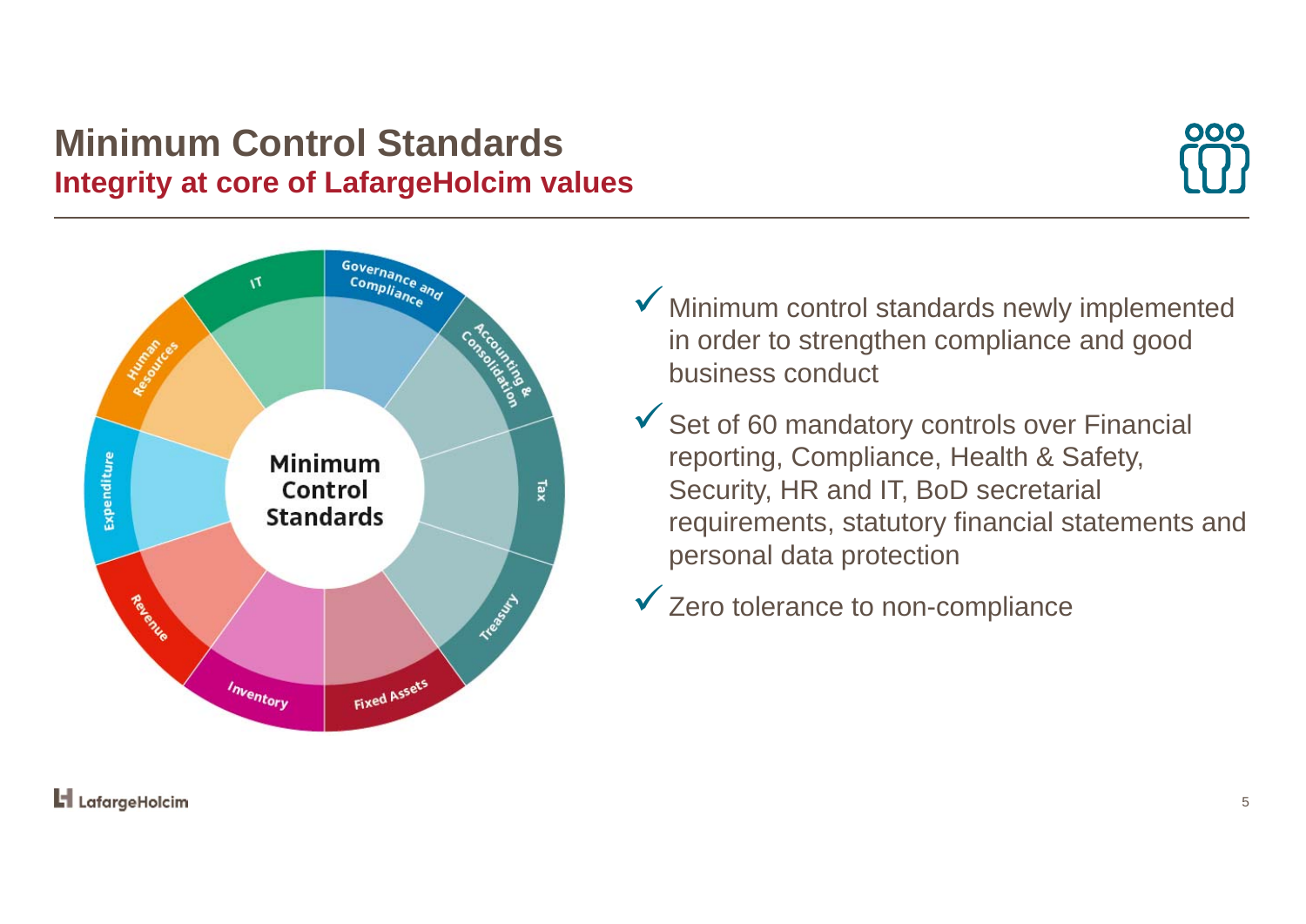# Minimum Control Standards

## Integrity at core of LafargeHolcim values

Minimum Control Standards

- Governance and Compliance
- Accounting & Consolidation
- Tax
- Treasury
- Fixed Assets
- Inventory
- Revenue
- Expenditure
- Human Resources
- IT

- ✓ Minimum control standards newly implemented in order to strengthen compliance and good business conduct
- ✓ Set of 60 mandatory controls over Financial reporting, Compliance, Health & Safety, Security, HR and IT, BoD secretarial requirements, statutory financial statements and personal data protection
- ✓ Zero tolerance to non-compliance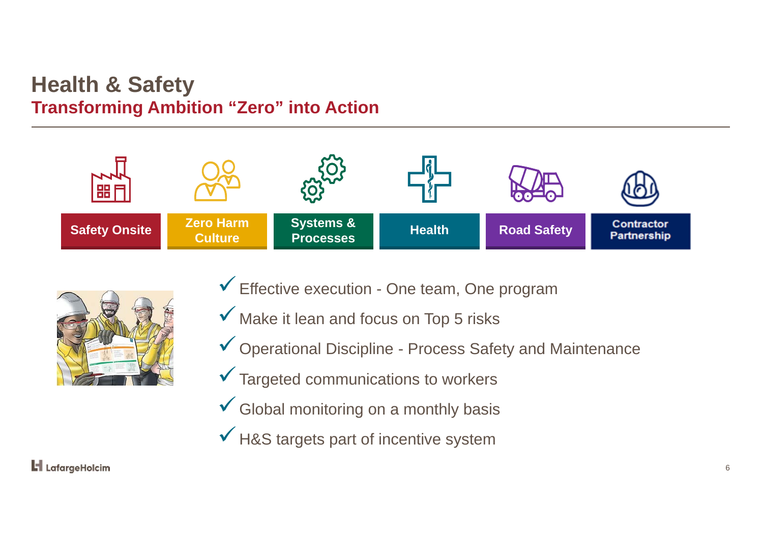# Health & Safety

## Transforming Ambition "Zero" into Action

- Safety Onsite
- Zero Harm Culture
- Systems & Processes
- Health
- Road Safety
- Contractor Partnership

✓ Effective execution - One team, One program

✓ Make it lean and focus on Top 5 risks

✓ Operational Discipline - Process Safety and Maintenance

✓ Targeted communications to workers

✓ Global monitoring on a monthly basis

✓ H&S targets part of incentive system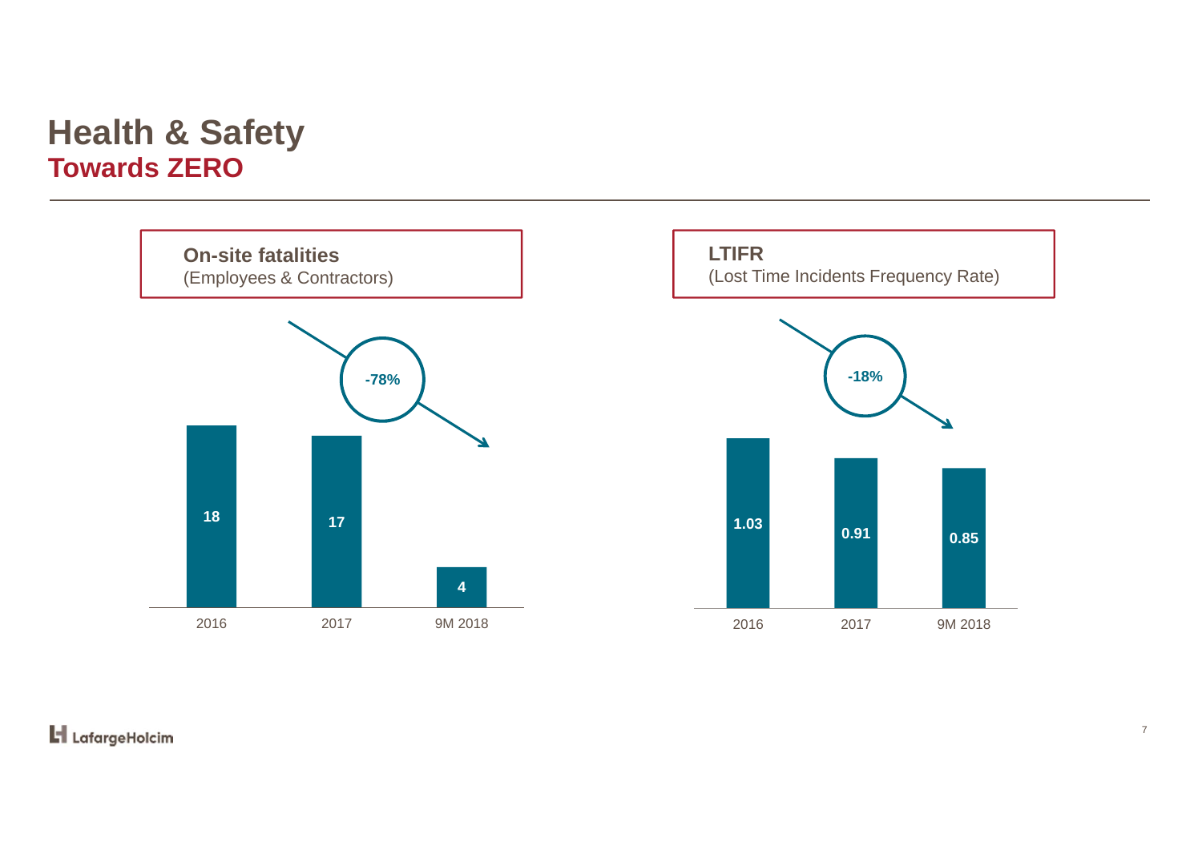# Health & Safety

## Towards ZERO

**On-site fatalities**
(Employees & Contractors)

| 2016 | 2017 | 9M 2018 |
| --- | --- | --- |
| 18 | 17 | 4 |

-78%

**LTIFR**
(Lost Time Incidents Frequency Rate)

| 2016 | 2017 | 9M 2018 |
| --- | --- | --- |
| 1.03 | 0.91 | 0.85 |

-18%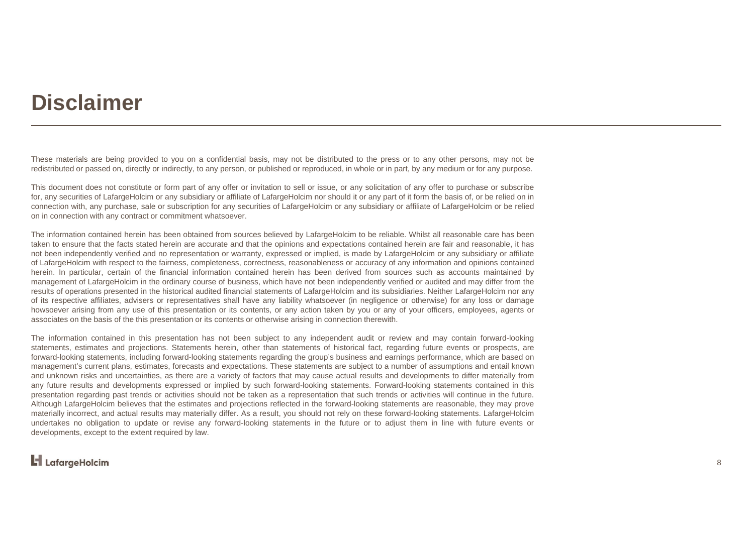# Disclaimer

These materials are being provided to you on a confidential basis, may not be distributed to the press or to any other persons, may not be redistributed or passed on, directly or indirectly, to any person, or published or reproduced, in whole or in part, by any medium or for any purpose.

This document does not constitute or form part of any offer or invitation to sell or issue, or any solicitation of any offer to purchase or subscribe for, any securities of LafargeHolcim or any subsidiary or affiliate of LafargeHolcim nor should it or any part of it form the basis of, or be relied on in connection with, any purchase, sale or subscription for any securities of LafargeHolcim or any subsidiary or affiliate of LafargeHolcim or be relied on in connection with any contract or commitment whatsoever.

The information contained herein has been obtained from sources believed by LafargeHolcim to be reliable. Whilst all reasonable care has been taken to ensure that the facts stated herein are accurate and that the opinions and expectations contained herein are fair and reasonable, it has not been independently verified and no representation or warranty, expressed or implied, is made by LafargeHolcim or any subsidiary or affiliate of LafargeHolcim with respect to the fairness, completeness, correctness, reasonableness or accuracy of any information and opinions contained herein. In particular, certain of the financial information contained herein has been derived from sources such as accounts maintained by management of LafargeHolcim in the ordinary course of business, which have not been independently verified or audited and may differ from the results of operations presented in the historical audited financial statements of LafargeHolcim and its subsidiaries. Neither LafargeHolcim nor any of its respective affiliates, advisers or representatives shall have any liability whatsoever (in negligence or otherwise) for any loss or damage howsoever arising from any use of this presentation or its contents, or any action taken by you or any of your officers, employees, agents or associates on the basis of the this presentation or its contents or otherwise arising in connection therewith.

The information contained in this presentation has not been subject to any independent audit or review and may contain forward-looking statements, estimates and projections. Statements herein, other than statements of historical fact, regarding future events or prospects, are forward-looking statements, including forward-looking statements regarding the group's business and earnings performance, which are based on management's current plans, estimates, forecasts and expectations. These statements are subject to a number of assumptions and entail known and unknown risks and uncertainties, as there are a variety of factors that may cause actual results and developments to differ materially from any future results and developments expressed or implied by such forward-looking statements. Forward-looking statements contained in this presentation regarding past trends or activities should not be taken as a representation that such trends or activities will continue in the future. Although LafargeHolcim believes that the estimates and projections reflected in the forward-looking statements are reasonable, they may prove materially incorrect, and actual results may materially differ. As a result, you should not rely on these forward-looking statements. LafargeHolcim undertakes no obligation to update or revise any forward-looking statements in the future or to adjust them in line with future events or developments, except to the extent required by law.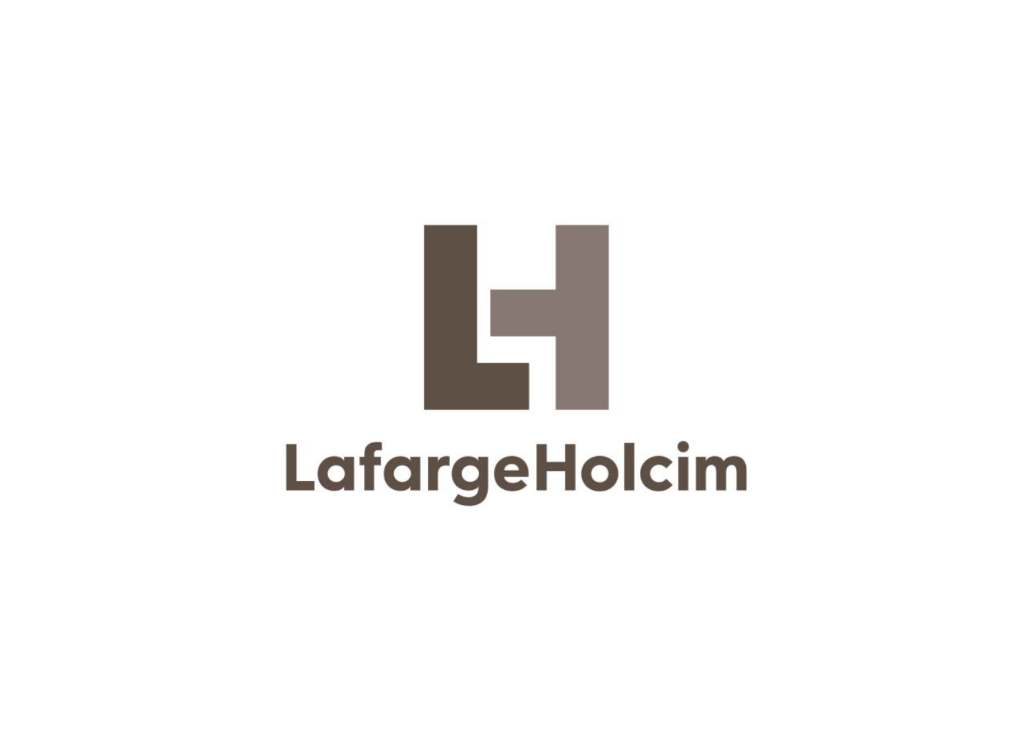LafargeHolcim